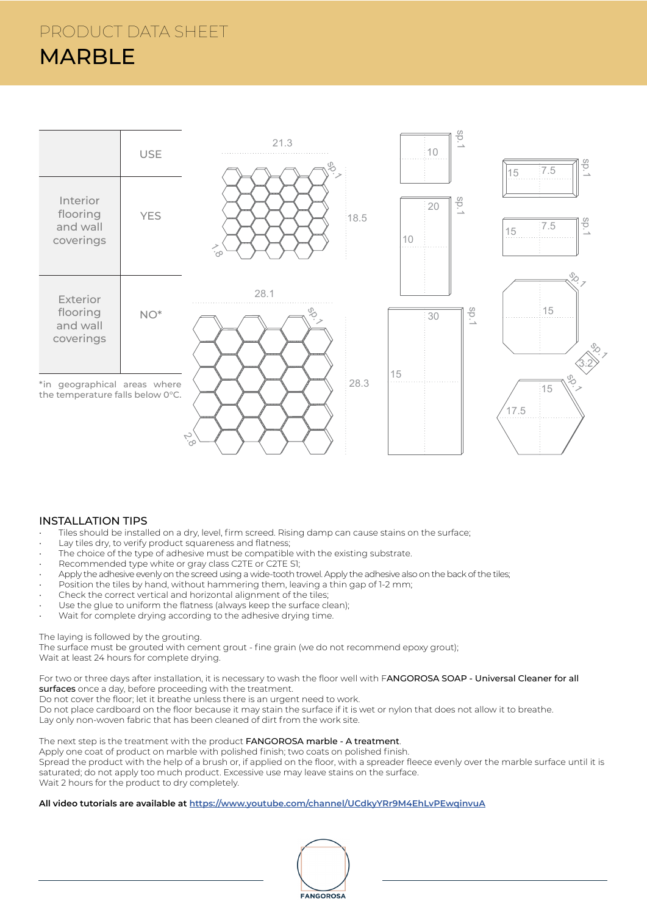# PRODUCT DATA SHEET

# MARBLE

| | USE |
|---|---|
| Interior flooring and wall coverings | YES |
| Exterior flooring and wall coverings | NO* |

*in geographical areas where the temperature falls below 0°C.

## INSTALLATION TIPS

- Tiles should be installed on a dry, level, firm screed. Rising damp can cause stains on the surface;
- Lay tiles dry, to verify product squareness and flatness;
- The choice of the type of adhesive must be compatible with the existing substrate.
- Recommended type white or gray class C2TE or C2TE S1;
- Apply the adhesive evenly on the screed using a wide-tooth trowel. Apply the adhesive also on the back of the tiles;
- Position the tiles by hand, without hammering them, leaving a thin gap of 1-2 mm;
- Check the correct vertical and horizontal alignment of the tiles;
- Use the glue to uniform the flatness (always keep the surface clean);
- Wait for complete drying according to the adhesive drying time.

The laying is followed by the grouting.
The surface must be grouted with cement grout - fine grain (we do not recommend epoxy grout);
Wait at least 24 hours for complete drying.

For two or three days after installation, it is necessary to wash the floor well with F**ANGOROSA SOAP - Universal Cleaner for all surfaces** once a day, before proceeding with the treatment.
Do not cover the floor; let it breathe unless there is an urgent need to work.
Do not place cardboard on the floor because it may stain the surface if it is wet or nylon that does not allow it to breathe.
Lay only non-woven fabric that has been cleaned of dirt from the work site.

The next step is the treatment with the product **FANGOROSA marble - A treatment**.
Apply one coat of product on marble with polished finish; two coats on polished finish.
Spread the product with the help of a brush or, if applied on the floor, with a spreader fleece evenly over the marble surface until it is saturated; do not apply too much product. Excessive use may leave stains on the surface.
Wait 2 hours for the product to dry completely.

**All video tutorials are available at https://www.youtube.com/channel/UCdkyYRr9M4EhLvPEwqinvuA**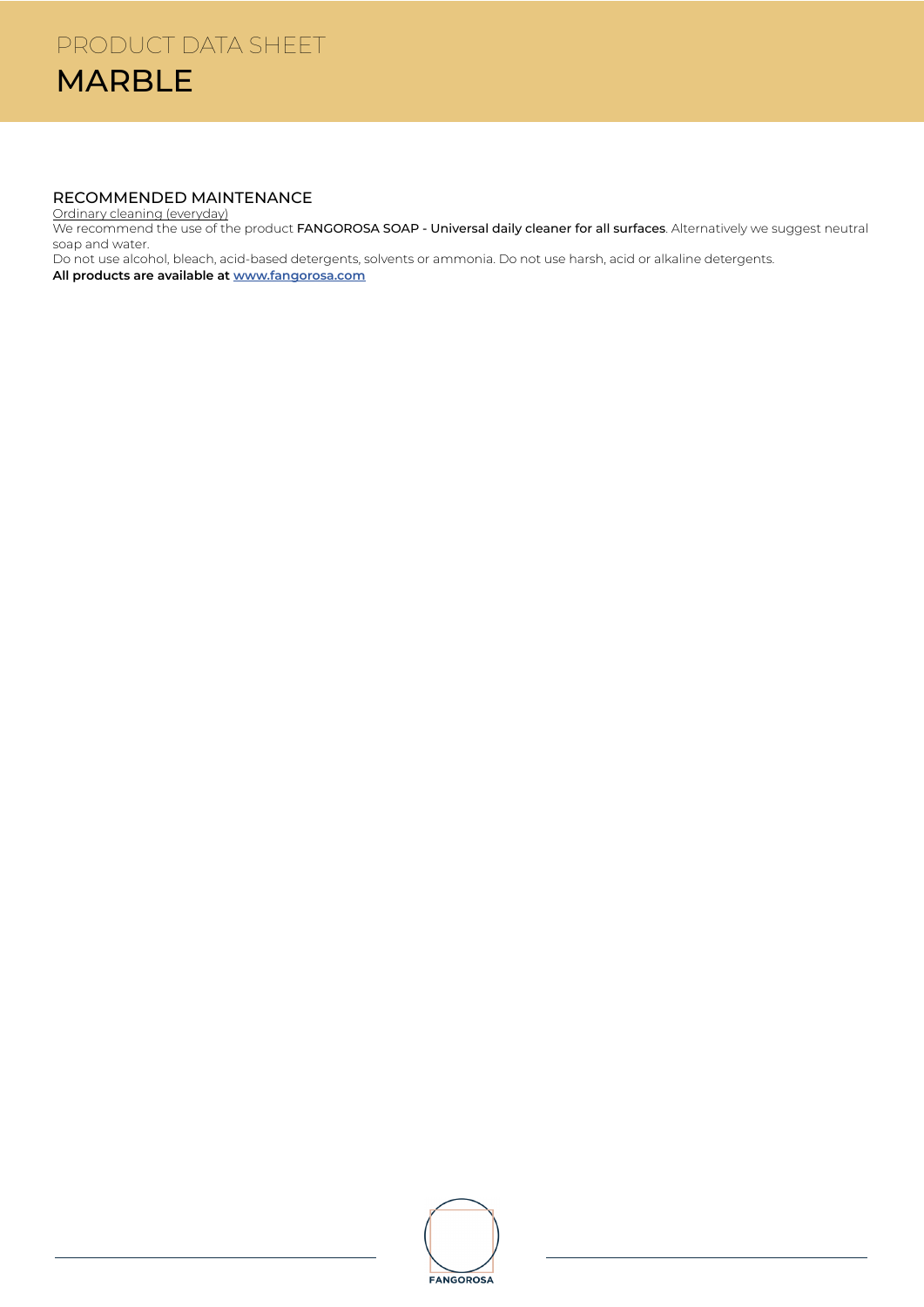# PRODUCT DATA SHEET
# MARBLE

## RECOMMENDED MAINTENANCE

Ordinary cleaning (everyday)

We recommend the use of the product FANGOROSA SOAP - Universal daily cleaner for all surfaces. Alternatively we suggest neutral soap and water.

Do not use alcohol, bleach, acid-based detergents, solvents or ammonia. Do not use harsh, acid or alkaline detergents.

**All products are available at www.fangorosa.com**